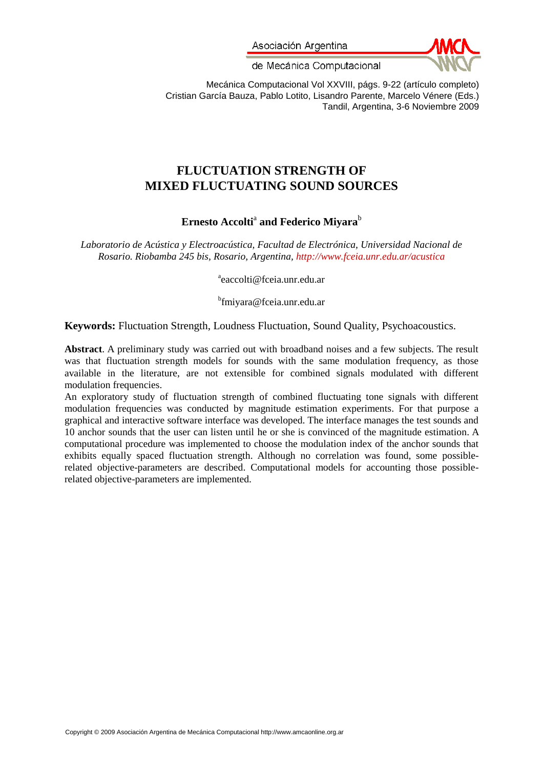# FLUCTUATION STRENGTH OF MIXED FLUCTUATING SOUND SOURCES

**Ernesto Accolti**[a] **and Federico Miyara**[b]

*Laboratorio de Acústica y Electroacústica, Facultad de Electrónica, Universidad Nacional de Rosario. Riobamba 245 bis, Rosario, Argentina, http://www.fceia.unr.edu.ar/acustica*

[a]eaccolti@fceia.unr.edu.ar

[b]fmiyara@fceia.unr.edu.ar

**Keywords:** Fluctuation Strength, Loudness Fluctuation, Sound Quality, Psychoacoustics.

**Abstract**. A preliminary study was carried out with broadband noises and a few subjects. The result was that fluctuation strength models for sounds with the same modulation frequency, as those available in the literature, are not extensible for combined signals modulated with different modulation frequencies.

An exploratory study of fluctuation strength of combined fluctuating tone signals with different modulation frequencies was conducted by magnitude estimation experiments. For that purpose a graphical and interactive software interface was developed. The interface manages the test sounds and 10 anchor sounds that the user can listen until he or she is convinced of the magnitude estimation. A computational procedure was implemented to choose the modulation index of the anchor sounds that exhibits equally spaced fluctuation strength. Although no correlation was found, some possible-related objective-parameters are described. Computational models for accounting those possible-related objective-parameters are implemented.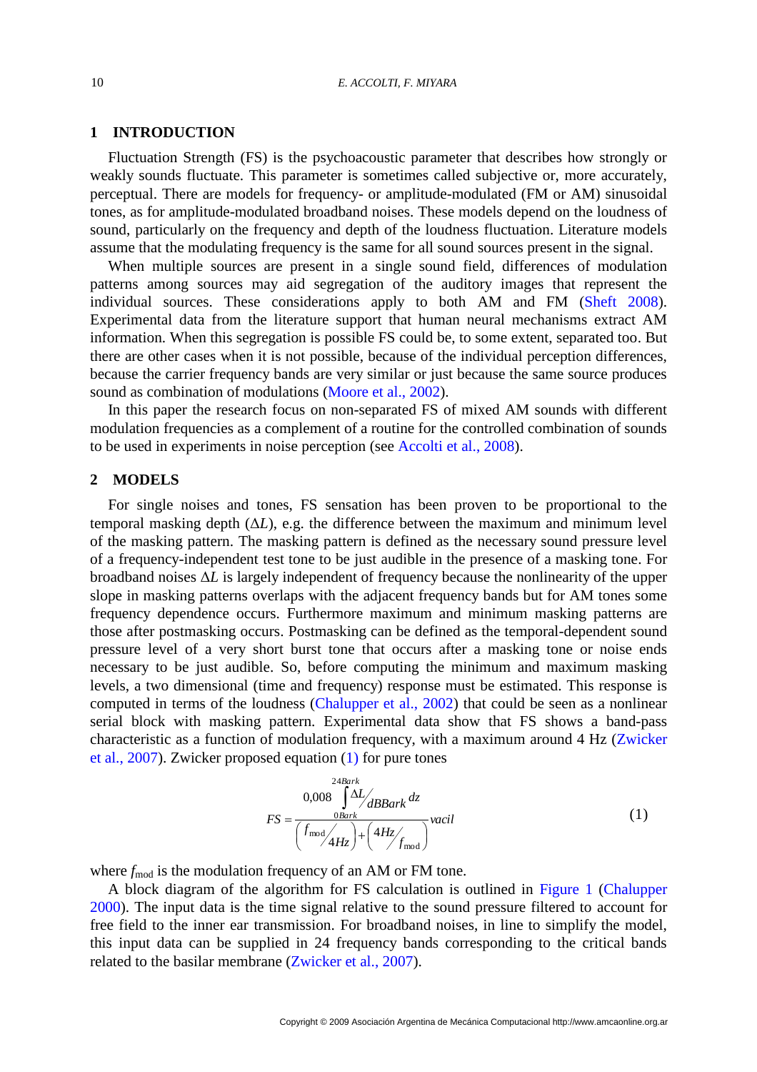## 1 INTRODUCTION

Fluctuation Strength (FS) is the psychoacoustic parameter that describes how strongly or weakly sounds fluctuate. This parameter is sometimes called subjective or, more accurately, perceptual. There are models for frequency- or amplitude-modulated (FM or AM) sinusoidal tones, as for amplitude-modulated broadband noises. These models depend on the loudness of sound, particularly on the frequency and depth of the loudness fluctuation. Literature models assume that the modulating frequency is the same for all sound sources present in the signal.

When multiple sources are present in a single sound field, differences of modulation patterns among sources may aid segregation of the auditory images that represent the individual sources. These considerations apply to both AM and FM (Sheft 2008). Experimental data from the literature support that human neural mechanisms extract AM information. When this segregation is possible FS could be, to some extent, separated too. But there are other cases when it is not possible, because of the individual perception differences, because the carrier frequency bands are very similar or just because the same source produces sound as combination of modulations (Moore et al., 2002).

In this paper the research focus on non-separated FS of mixed AM sounds with different modulation frequencies as a complement of a routine for the controlled combination of sounds to be used in experiments in noise perception (see Accolti et al., 2008).

## 2 MODELS

For single noises and tones, FS sensation has been proven to be proportional to the temporal masking depth ($\Delta L$), e.g. the difference between the maximum and minimum level of the masking pattern. The masking pattern is defined as the necessary sound pressure level of a frequency-independent test tone to be just audible in the presence of a masking tone. For broadband noises $\Delta L$ is largely independent of frequency because the nonlinearity of the upper slope in masking patterns overlaps with the adjacent frequency bands but for AM tones some frequency dependence occurs. Furthermore maximum and minimum masking patterns are those after postmasking occurs. Postmasking can be defined as the temporal-dependent sound pressure level of a very short burst tone that occurs after a masking tone or noise ends necessary to be just audible. So, before computing the minimum and maximum masking levels, a two dimensional (time and frequency) response must be estimated. This response is computed in terms of the loudness (Chalupper et al., 2002) that could be seen as a nonlinear serial block with masking pattern. Experimental data show that FS shows a band-pass characteristic as a function of modulation frequency, with a maximum around 4 Hz (Zwicker et al., 2007). Zwicker proposed equation (1) for pure tones

$$FS = \frac{0{,}008 \displaystyle\int_{0Bark}^{24Bark} \Delta L \big/ dBBark \; dz}{\left( f_{\mathrm{mod}} \big/ 4Hz \right) + \left( 4Hz \big/ f_{\mathrm{mod}} \right)} vacil \tag{1}$$

where $f_{\mathrm{mod}}$ is the modulation frequency of an AM or FM tone.

A block diagram of the algorithm for FS calculation is outlined in Figure 1 (Chalupper 2000). The input data is the time signal relative to the sound pressure filtered to account for free field to the inner ear transmission. For broadband noises, in line to simplify the model, this input data can be supplied in 24 frequency bands corresponding to the critical bands related to the basilar membrane (Zwicker et al., 2007).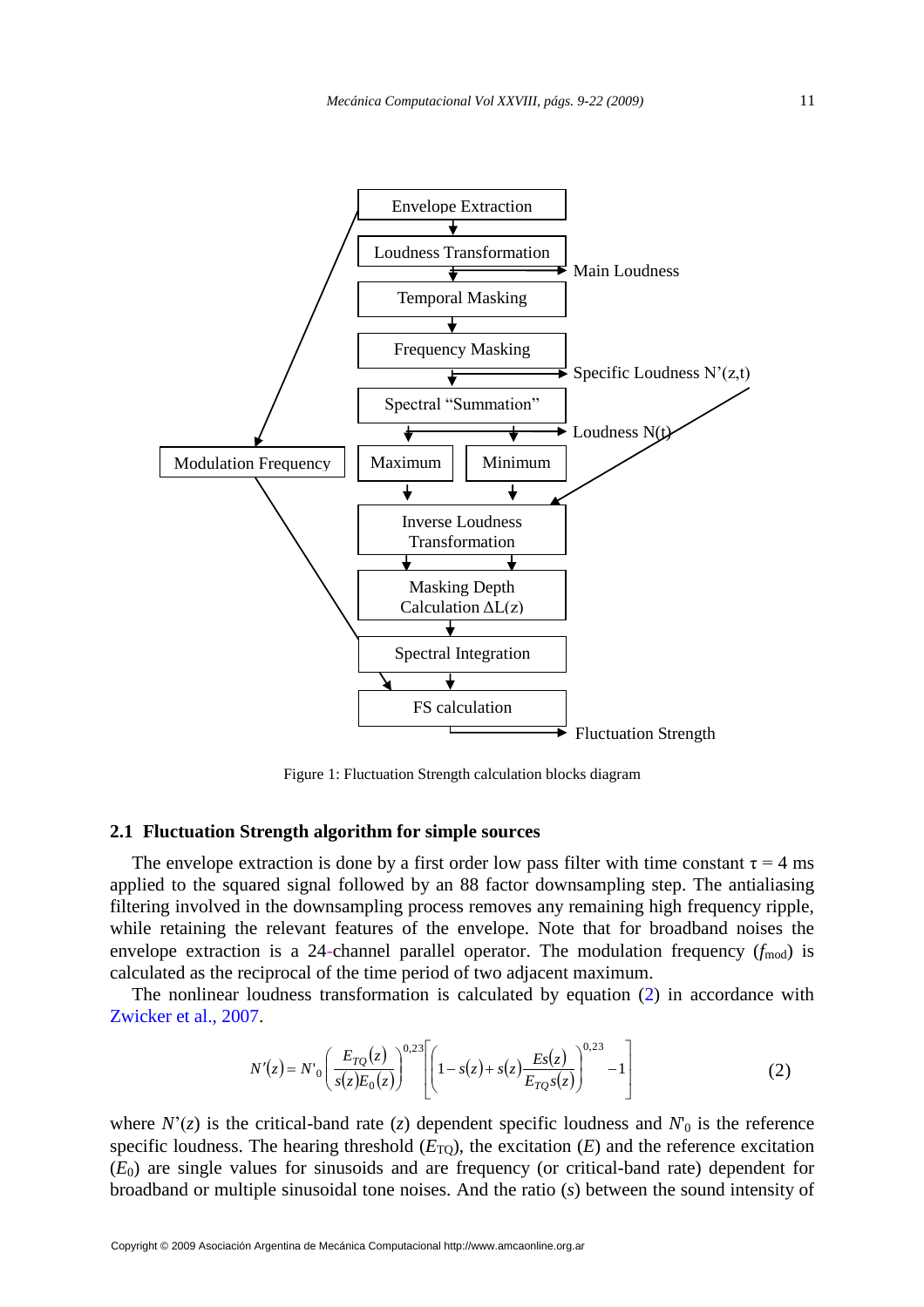Envelope Extraction

Loudness Transformation → Main Loudness

Temporal Masking

Frequency Masking → Specific Loudness N'(z,t)

Spectral "Summation" → Loudness N(t)

Modulation Frequency | Maximum | Minimum

Inverse Loudness Transformation

Masking Depth Calculation ΔL(z)

Spectral Integration

FS calculation → Fluctuation Strength

Figure 1: Fluctuation Strength calculation blocks diagram

### 2.1 Fluctuation Strength algorithm for simple sources

The envelope extraction is done by a first order low pass filter with time constant $\tau = 4$ ms applied to the squared signal followed by an 88 factor downsampling step. The antialiasing filtering involved in the downsampling process removes any remaining high frequency ripple, while retaining the relevant features of the envelope. Note that for broadband noises the envelope extraction is a 24-channel parallel operator. The modulation frequency ($f_{mod}$) is calculated as the reciprocal of the time period of two adjacent maximum.

The nonlinear loudness transformation is calculated by equation (2) in accordance with Zwicker et al., 2007.

$$N'(z) = N'_0 \left( \frac{E_{TQ}(z)}{s(z)E_0(z)} \right)^{0,23} \left[ \left( 1 - s(z) + s(z) \frac{Es(z)}{E_{TQ}s(z)} \right)^{0,23} - 1 \right] \tag{2}$$

where $N'(z)$ is the critical-band rate ($z$) dependent specific loudness and $N'_0$ is the reference specific loudness. The hearing threshold ($E_{TQ}$), the excitation ($E$) and the reference excitation ($E_0$) are single values for sinusoids and are frequency (or critical-band rate) dependent for broadband or multiple sinusoidal tone noises. And the ratio ($s$) between the sound intensity of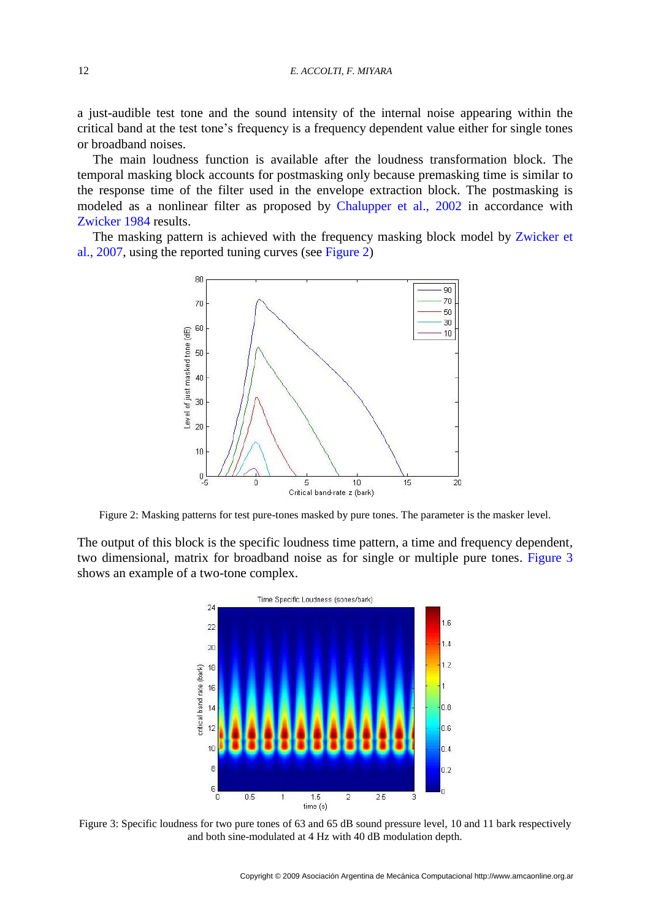a just-audible test tone and the sound intensity of the internal noise appearing within the critical band at the test tone's frequency is a frequency dependent value either for single tones or broadband noises.

The main loudness function is available after the loudness transformation block. The temporal masking block accounts for postmasking only because premasking time is similar to the response time of the filter used in the envelope extraction block. The postmasking is modeled as a nonlinear filter as proposed by Chalupper et al., 2002 in accordance with Zwicker 1984 results.

The masking pattern is achieved with the frequency masking block model by Zwicker et al., 2007, using the reported tuning curves (see Figure 2)

Figure 2: Masking patterns for test pure-tones masked by pure tones. The parameter is the masker level.

The output of this block is the specific loudness time pattern, a time and frequency dependent, two dimensional, matrix for broadband noise as for single or multiple pure tones. Figure 3 shows an example of a two-tone complex.

Figure 3: Specific loudness for two pure tones of 63 and 65 dB sound pressure level, 10 and 11 bark respectively and both sine-modulated at 4 Hz with 40 dB modulation depth.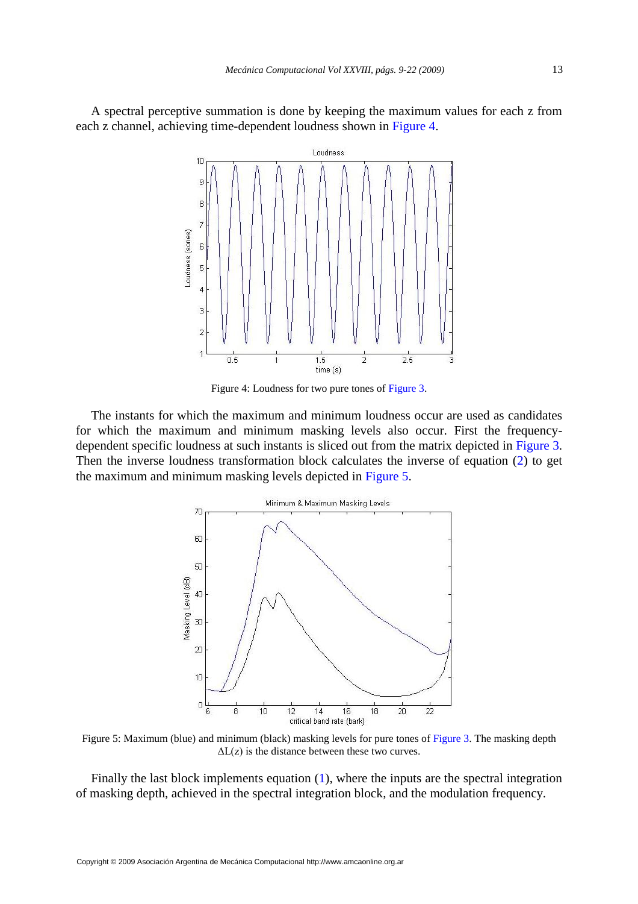A spectral perceptive summation is done by keeping the maximum values for each z from each z channel, achieving time-dependent loudness shown in Figure 4.

Figure 4: Loudness for two pure tones of Figure 3.

The instants for which the maximum and minimum loudness occur are used as candidates for which the maximum and minimum masking levels also occur. First the frequency-dependent specific loudness at such instants is sliced out from the matrix depicted in Figure 3. Then the inverse loudness transformation block calculates the inverse of equation (2) to get the maximum and minimum masking levels depicted in Figure 5.

Figure 5: Maximum (blue) and minimum (black) masking levels for pure tones of Figure 3. The masking depth $\Delta L(z)$ is the distance between these two curves.

Finally the last block implements equation (1), where the inputs are the spectral integration of masking depth, achieved in the spectral integration block, and the modulation frequency.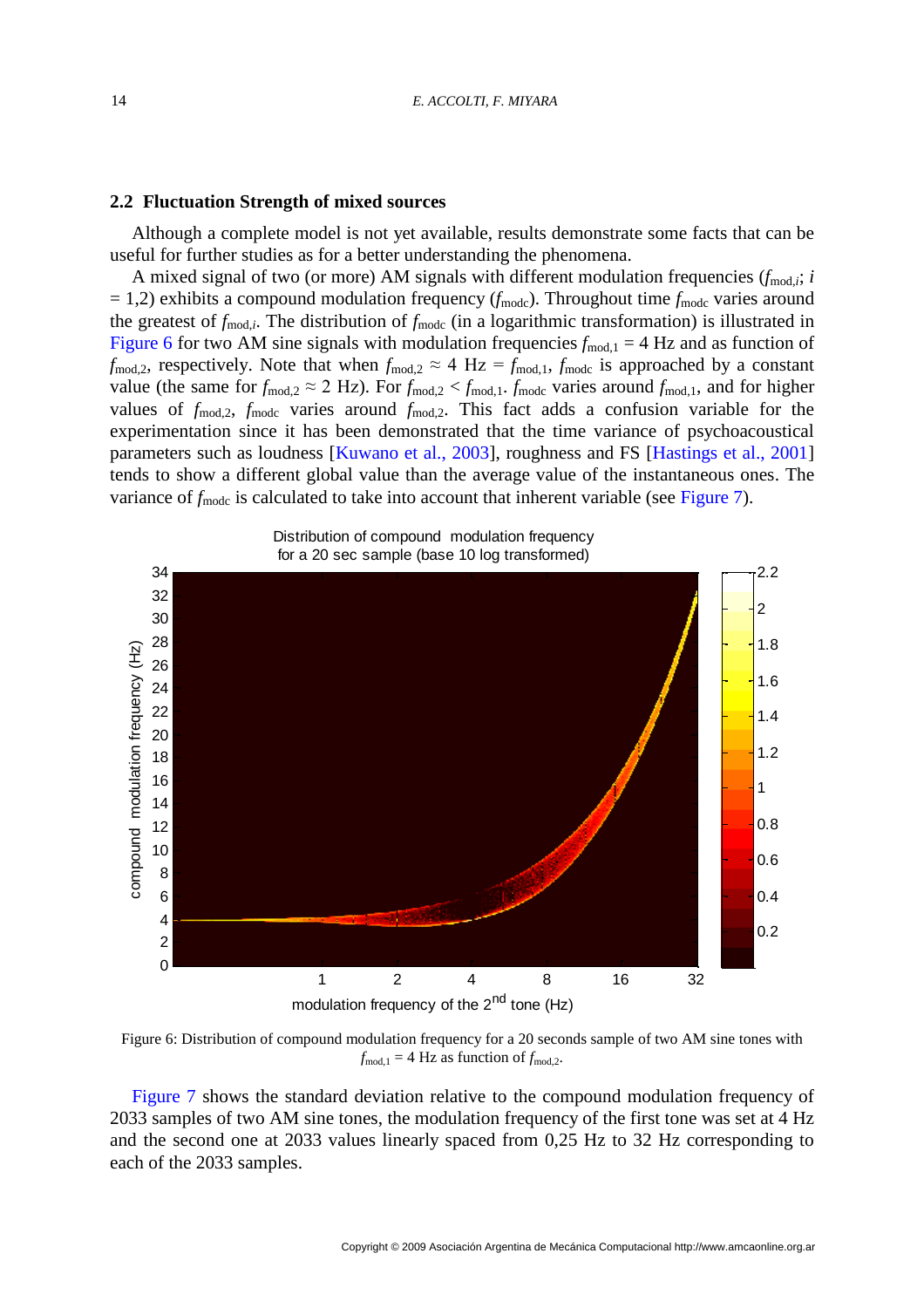### 2.2 Fluctuation Strength of mixed sources

Although a complete model is not yet available, results demonstrate some facts that can be useful for further studies as for a better understanding the phenomena.

A mixed signal of two (or more) AM signals with different modulation frequencies ($f_{\mathrm{mod},i}$; $i = 1,2$) exhibits a compound modulation frequency ($f_{\mathrm{modc}}$). Throughout time $f_{\mathrm{modc}}$ varies around the greatest of $f_{\mathrm{mod},i}$. The distribution of $f_{\mathrm{modc}}$ (in a logarithmic transformation) is illustrated in Figure 6 for two AM sine signals with modulation frequencies $f_{\mathrm{mod},1} = 4$ Hz and as function of $f_{\mathrm{mod},2}$, respectively. Note that when $f_{\mathrm{mod},2} \approx 4$ Hz $= f_{\mathrm{mod},1}$, $f_{\mathrm{modc}}$ is approached by a constant value (the same for $f_{\mathrm{mod},2} \approx 2$ Hz). For $f_{\mathrm{mod},2} < f_{\mathrm{mod},1}$. $f_{\mathrm{modc}}$ varies around $f_{\mathrm{mod},1}$, and for higher values of $f_{\mathrm{mod},2}$, $f_{\mathrm{modc}}$ varies around $f_{\mathrm{mod},2}$. This fact adds a confusion variable for the experimentation since it has been demonstrated that the time variance of psychoacoustical parameters such as loudness [Kuwano et al., 2003], roughness and FS [Hastings et al., 2001] tends to show a different global value than the average value of the instantaneous ones. The variance of $f_{\mathrm{modc}}$ is calculated to take into account that inherent variable (see Figure 7).

Figure 6: Distribution of compound modulation frequency for a 20 seconds sample of two AM sine tones with $f_{\mathrm{mod},1} = 4$ Hz as function of $f_{\mathrm{mod},2}$.

Figure 7 shows the standard deviation relative to the compound modulation frequency of 2033 samples of two AM sine tones, the modulation frequency of the first tone was set at 4 Hz and the second one at 2033 values linearly spaced from 0,25 Hz to 32 Hz corresponding to each of the 2033 samples.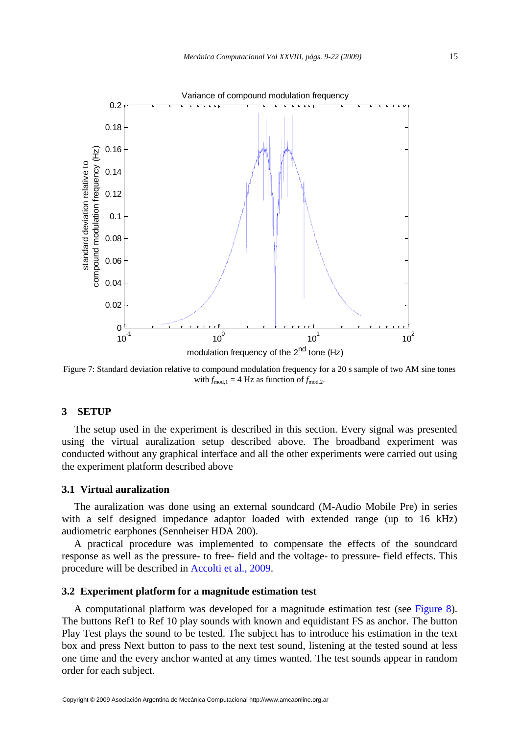Figure 7: Standard deviation relative to compound modulation frequency for a 20 s sample of two AM sine tones with $f_{mod,1}$ = 4 Hz as function of $f_{mod,2}$.

## 3 SETUP

The setup used in the experiment is described in this section. Every signal was presented using the virtual auralization setup described above. The broadband experiment was conducted without any graphical interface and all the other experiments were carried out using the experiment platform described above

### 3.1 Virtual auralization

The auralization was done using an external soundcard (M-Audio Mobile Pre) in series with a self designed impedance adaptor loaded with extended range (up to 16 kHz) audiometric earphones (Sennheiser HDA 200).

A practical procedure was implemented to compensate the effects of the soundcard response as well as the pressure- to free- field and the voltage- to pressure- field effects. This procedure will be described in Accolti et al., 2009.

### 3.2 Experiment platform for a magnitude estimation test

A computational platform was developed for a magnitude estimation test (see Figure 8). The buttons Ref1 to Ref 10 play sounds with known and equidistant FS as anchor. The button Play Test plays the sound to be tested. The subject has to introduce his estimation in the text box and press Next button to pass to the next test sound, listening at the tested sound at less one time and the every anchor wanted at any times wanted. The test sounds appear in random order for each subject.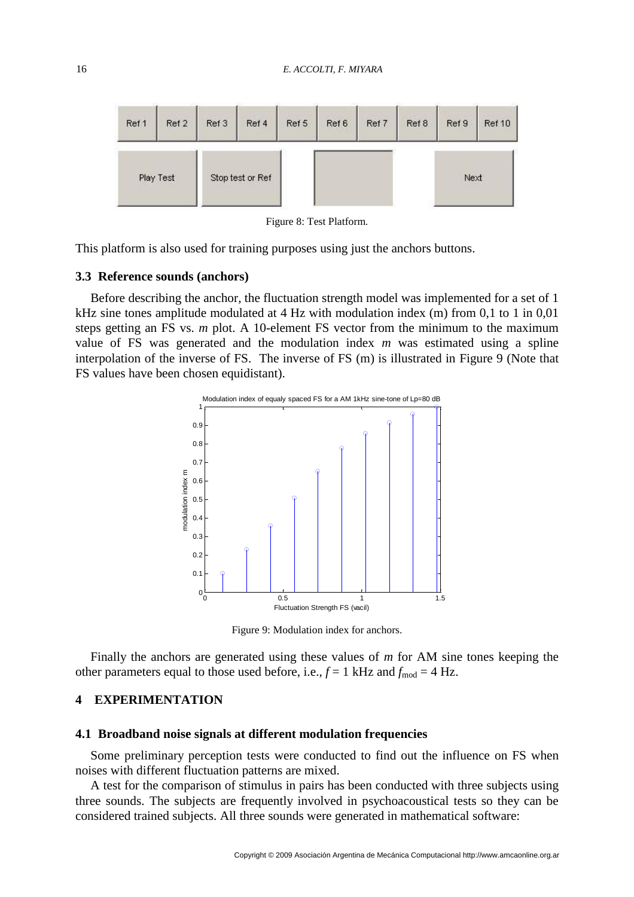Figure 8: Test Platform.

This platform is also used for training purposes using just the anchors buttons.

### 3.3 Reference sounds (anchors)

Before describing the anchor, the fluctuation strength model was implemented for a set of 1 kHz sine tones amplitude modulated at 4 Hz with modulation index (m) from 0,1 to 1 in 0,01 steps getting an FS vs. *m* plot. A 10-element FS vector from the minimum to the maximum value of FS was generated and the modulation index *m* was estimated using a spline interpolation of the inverse of FS. The inverse of FS (m) is illustrated in Figure 9 (Note that FS values have been chosen equidistant).

Figure 9: Modulation index for anchors.

Finally the anchors are generated using these values of *m* for AM sine tones keeping the other parameters equal to those used before, i.e., $f = 1$ kHz and $f_{\text{mod}} = 4$ Hz.

## 4 EXPERIMENTATION

### 4.1 Broadband noise signals at different modulation frequencies

Some preliminary perception tests were conducted to find out the influence on FS when noises with different fluctuation patterns are mixed.

A test for the comparison of stimulus in pairs has been conducted with three subjects using three sounds. The subjects are frequently involved in psychoacoustical tests so they can be considered trained subjects. All three sounds were generated in mathematical software: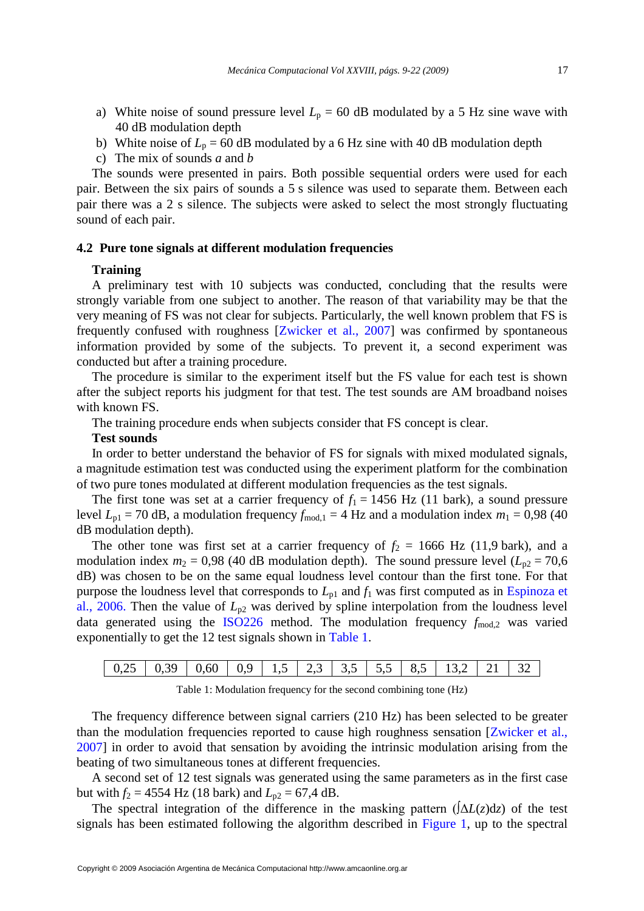a) White noise of sound pressure level $L_p$ = 60 dB modulated by a 5 Hz sine wave with 40 dB modulation depth
b) White noise of $L_p$ = 60 dB modulated by a 6 Hz sine with 40 dB modulation depth
c) The mix of sounds *a* and *b*

The sounds were presented in pairs. Both possible sequential orders were used for each pair. Between the six pairs of sounds a 5 s silence was used to separate them. Between each pair there was a 2 s silence. The subjects were asked to select the most strongly fluctuating sound of each pair.

### 4.2 Pure tone signals at different modulation frequencies

**Training**

A preliminary test with 10 subjects was conducted, concluding that the results were strongly variable from one subject to another. The reason of that variability may be that the very meaning of FS was not clear for subjects. Particularly, the well known problem that FS is frequently confused with roughness [Zwicker et al., 2007] was confirmed by spontaneous information provided by some of the subjects. To prevent it, a second experiment was conducted but after a training procedure.

The procedure is similar to the experiment itself but the FS value for each test is shown after the subject reports his judgment for that test. The test sounds are AM broadband noises with known FS.

The training procedure ends when subjects consider that FS concept is clear.

**Test sounds**

In order to better understand the behavior of FS for signals with mixed modulated signals, a magnitude estimation test was conducted using the experiment platform for the combination of two pure tones modulated at different modulation frequencies as the test signals.

The first tone was set at a carrier frequency of $f_1$ = 1456 Hz (11 bark), a sound pressure level $L_{p1}$ = 70 dB, a modulation frequency $f_{mod,1}$ = 4 Hz and a modulation index $m_1$ = 0,98 (40 dB modulation depth).

The other tone was first set at a carrier frequency of $f_2$ = 1666 Hz (11,9 bark), and a modulation index $m_2$ = 0,98 (40 dB modulation depth). The sound pressure level ($L_{p2}$ = 70,6 dB) was chosen to be on the same equal loudness level contour than the first tone. For that purpose the loudness level that corresponds to $L_{p1}$ and $f_1$ was first computed as in Espinoza et al., 2006. Then the value of $L_{p2}$ was derived by spline interpolation from the loudness level data generated using the ISO226 method. The modulation frequency $f_{mod,2}$ was varied exponentially to get the 12 test signals shown in Table 1.

| 0,25 | 0,39 | 0,60 | 0,9 | 1,5 | 2,3 | 3,5 | 5,5 | 8,5 | 13,2 | 21 | 32 |
|---|---|---|---|---|---|---|---|---|---|---|---|

Table 1: Modulation frequency for the second combining tone (Hz)

The frequency difference between signal carriers (210 Hz) has been selected to be greater than the modulation frequencies reported to cause high roughness sensation [Zwicker et al., 2007] in order to avoid that sensation by avoiding the intrinsic modulation arising from the beating of two simultaneous tones at different frequencies.

A second set of 12 test signals was generated using the same parameters as in the first case but with $f_2$ = 4554 Hz (18 bark) and $L_{p2}$ = 67,4 dB.

The spectral integration of the difference in the masking pattern ($\int \Delta L(z)\mathrm{d}z$) of the test signals has been estimated following the algorithm described in Figure 1, up to the spectral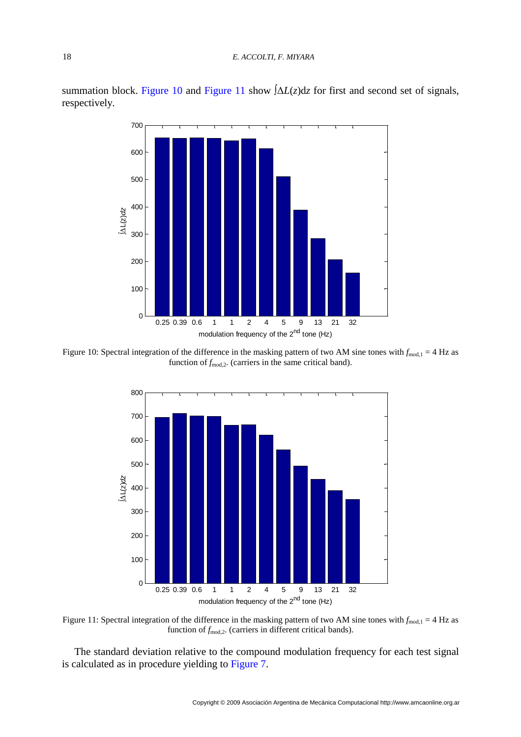summation block. Figure 10 and Figure 11 show $\int \Delta L(z)\mathrm{d}z$ for first and second set of signals, respectively.

Figure 10: Spectral integration of the difference in the masking pattern of two AM sine tones with $f_{\mathrm{mod},1} = 4$ Hz as function of $f_{\mathrm{mod},2}$. (carriers in the same critical band).

Figure 11: Spectral integration of the difference in the masking pattern of two AM sine tones with $f_{\mathrm{mod},1} = 4$ Hz as function of $f_{\mathrm{mod},2}$. (carriers in different critical bands).

The standard deviation relative to the compound modulation frequency for each test signal is calculated as in procedure yielding to Figure 7.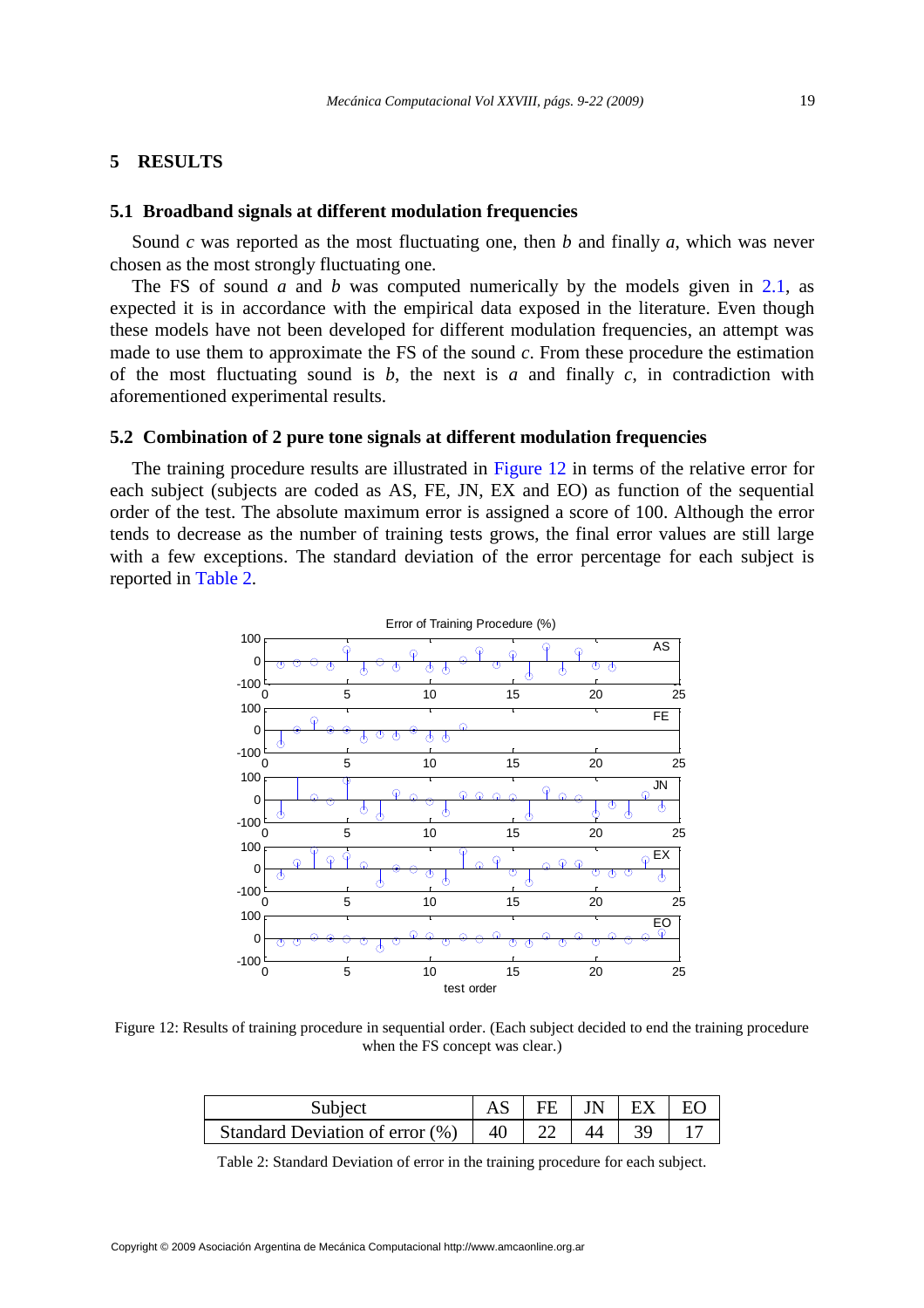## 5 RESULTS

### 5.1 Broadband signals at different modulation frequencies

Sound *c* was reported as the most fluctuating one, then *b* and finally *a*, which was never chosen as the most strongly fluctuating one.

The FS of sound *a* and *b* was computed numerically by the models given in 2.1, as expected it is in accordance with the empirical data exposed in the literature. Even though these models have not been developed for different modulation frequencies, an attempt was made to use them to approximate the FS of the sound *c*. From these procedure the estimation of the most fluctuating sound is *b*, the next is *a* and finally *c*, in contradiction with aforementioned experimental results.

### 5.2 Combination of 2 pure tone signals at different modulation frequencies

The training procedure results are illustrated in Figure 12 in terms of the relative error for each subject (subjects are coded as AS, FE, JN, EX and EO) as function of the sequential order of the test. The absolute maximum error is assigned a score of 100. Although the error tends to decrease as the number of training tests grows, the final error values are still large with a few exceptions. The standard deviation of the error percentage for each subject is reported in Table 2.

Figure 12: Results of training procedure in sequential order. (Each subject decided to end the training procedure when the FS concept was clear.)

| Subject | AS | FE | JN | EX | EO |
|---|---|---|---|---|---|
| Standard Deviation of error (%) | 40 | 22 | 44 | 39 | 17 |

Table 2: Standard Deviation of error in the training procedure for each subject.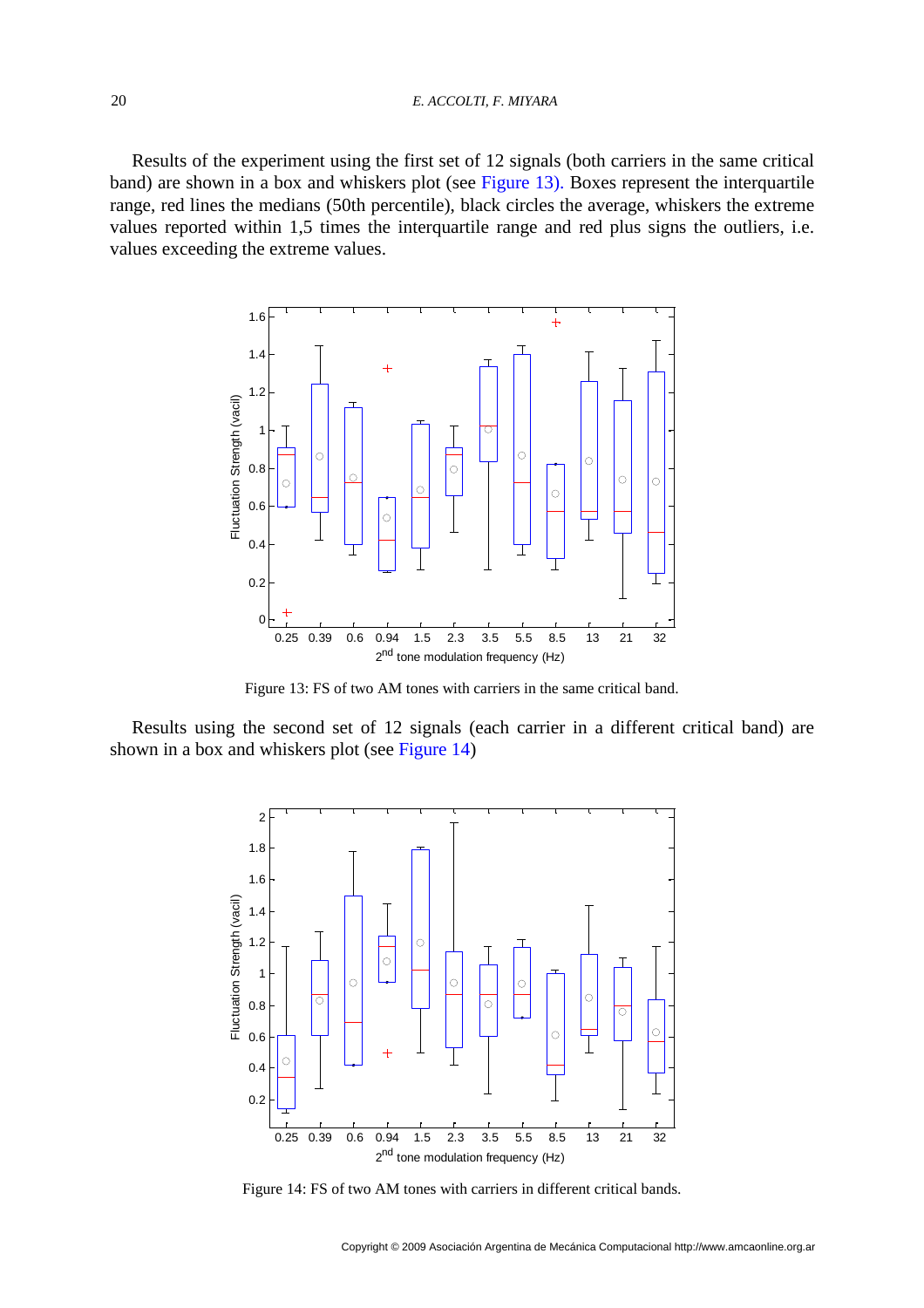Results of the experiment using the first set of 12 signals (both carriers in the same critical band) are shown in a box and whiskers plot (see Figure 13). Boxes represent the interquartile range, red lines the medians (50th percentile), black circles the average, whiskers the extreme values reported within 1,5 times the interquartile range and red plus signs the outliers, i.e. values exceeding the extreme values.

Figure 13: FS of two AM tones with carriers in the same critical band.

Results using the second set of 12 signals (each carrier in a different critical band) are shown in a box and whiskers plot (see Figure 14)

Figure 14: FS of two AM tones with carriers in different critical bands.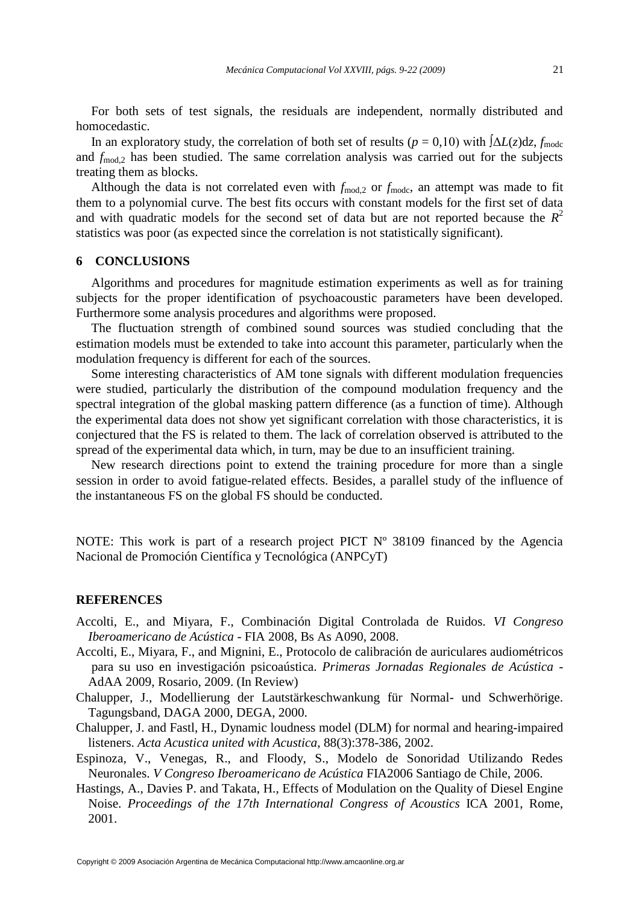For both sets of test signals, the residuals are independent, normally distributed and homocedastic.

In an exploratory study, the correlation of both set of results ($p$ = 0,10) with $\int \Delta L(z)\mathrm{d}z$, $f_{\mathrm{modc}}$ and $f_{\mathrm{mod,2}}$ has been studied. The same correlation analysis was carried out for the subjects treating them as blocks.

Although the data is not correlated even with $f_{\mathrm{mod,2}}$ or $f_{\mathrm{modc}}$, an attempt was made to fit them to a polynomial curve. The best fits occurs with constant models for the first set of data and with quadratic models for the second set of data but are not reported because the $R^2$ statistics was poor (as expected since the correlation is not statistically significant).

## 6 CONCLUSIONS

Algorithms and procedures for magnitude estimation experiments as well as for training subjects for the proper identification of psychoacoustic parameters have been developed. Furthermore some analysis procedures and algorithms were proposed.

The fluctuation strength of combined sound sources was studied concluding that the estimation models must be extended to take into account this parameter, particularly when the modulation frequency is different for each of the sources.

Some interesting characteristics of AM tone signals with different modulation frequencies were studied, particularly the distribution of the compound modulation frequency and the spectral integration of the global masking pattern difference (as a function of time). Although the experimental data does not show yet significant correlation with those characteristics, it is conjectured that the FS is related to them. The lack of correlation observed is attributed to the spread of the experimental data which, in turn, may be due to an insufficient training.

New research directions point to extend the training procedure for more than a single session in order to avoid fatigue-related effects. Besides, a parallel study of the influence of the instantaneous FS on the global FS should be conducted.

NOTE: This work is part of a research project PICT Nº 38109 financed by the Agencia Nacional de Promoción Científica y Tecnológica (ANPCyT)

## REFERENCES

Accolti, E., and Miyara, F., Combinación Digital Controlada de Ruidos. *VI Congreso Iberoamericano de Acústica* - FIA 2008, Bs As A090, 2008.

Accolti, E., Miyara, F., and Mignini, E., Protocolo de calibración de auriculares audiométricos para su uso en investigación psicoaústica. *Primeras Jornadas Regionales de Acústica* - AdAA 2009, Rosario, 2009. (In Review)

Chalupper, J., Modellierung der Lautstärkeschwankung für Normal- und Schwerhörige. Tagungsband, DAGA 2000, DEGA, 2000.

Chalupper, J. and Fastl, H., Dynamic loudness model (DLM) for normal and hearing-impaired listeners. *Acta Acustica united with Acustica*, 88(3):378-386, 2002.

Espinoza, V., Venegas, R., and Floody, S., Modelo de Sonoridad Utilizando Redes Neuronales. *V Congreso Iberoamericano de Acústica* FIA2006 Santiago de Chile, 2006.

Hastings, A., Davies P. and Takata, H., Effects of Modulation on the Quality of Diesel Engine Noise. *Proceedings of the 17th International Congress of Acoustics* ICA 2001, Rome, 2001.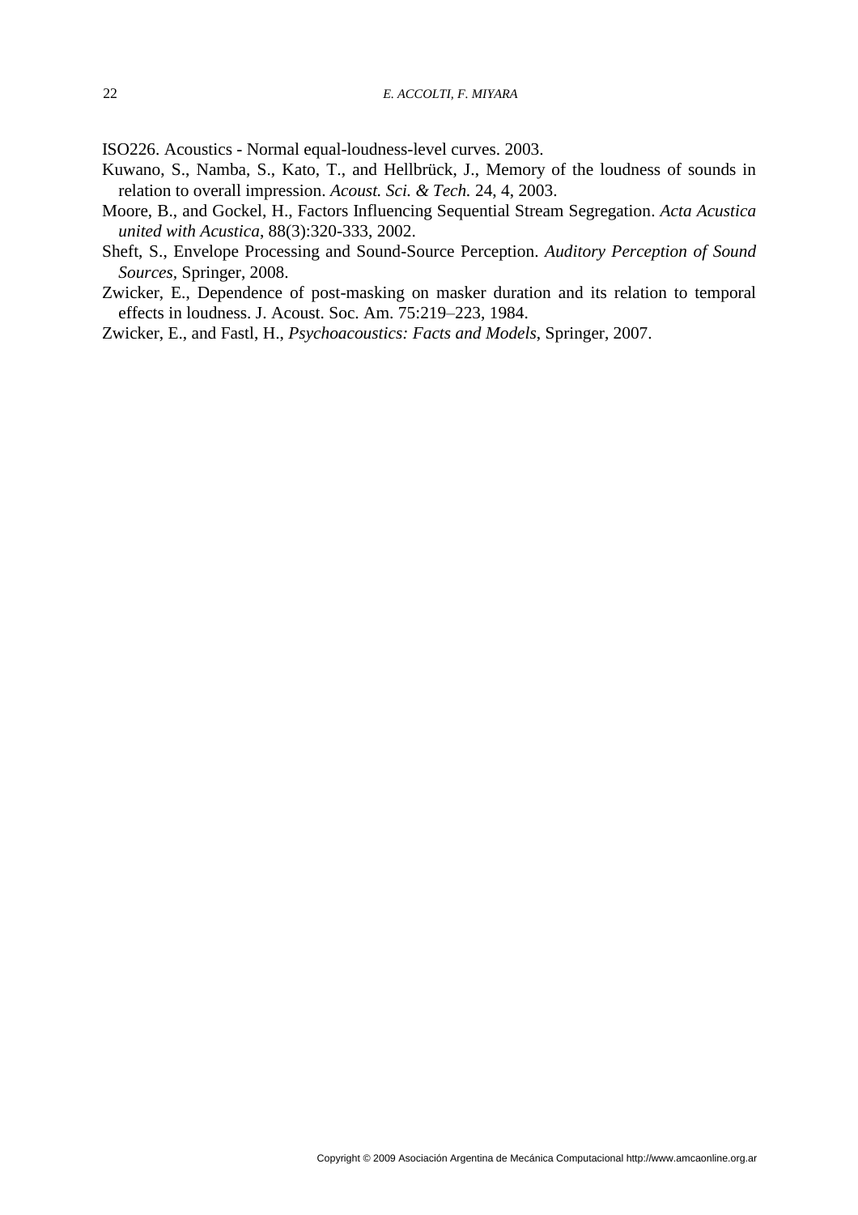ISO226. Acoustics - Normal equal-loudness-level curves. 2003.

Kuwano, S., Namba, S., Kato, T., and Hellbrück, J., Memory of the loudness of sounds in relation to overall impression. *Acoust. Sci. & Tech.* 24, 4, 2003.

Moore, B., and Gockel, H., Factors Influencing Sequential Stream Segregation. *Acta Acustica united with Acustica*, 88(3):320-333, 2002.

Sheft, S., Envelope Processing and Sound-Source Perception. *Auditory Perception of Sound Sources*, Springer, 2008.

Zwicker, E., Dependence of post-masking on masker duration and its relation to temporal effects in loudness. J. Acoust. Soc. Am. 75:219–223, 1984.

Zwicker, E., and Fastl, H., *Psychoacoustics: Facts and Models*, Springer, 2007.